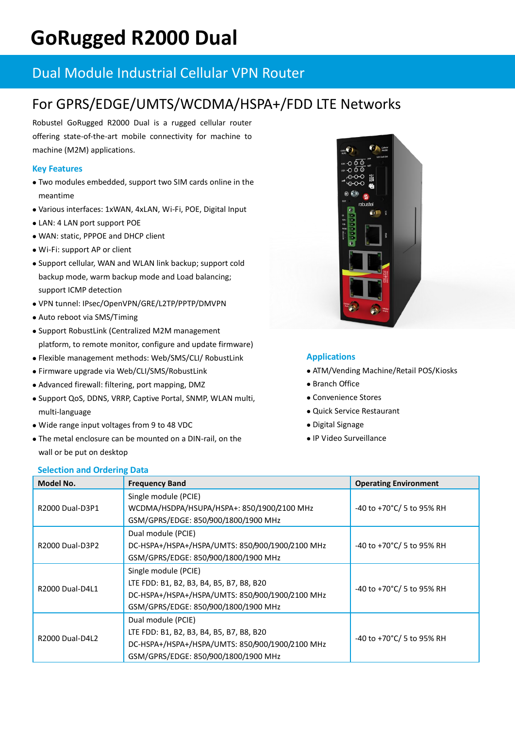# GoRugged R2000 Dual

## Dual Module Industrial Cellular VPN Router

## For GPRS/EDGE/UMTS/WCDMA/HSPA+/FDD LTE Networks

Robustel GoRugged R2000 Dual is a rugged cellular router offering state-of-the-art mobile connectivity for machine to machine (M2M) applications.

### Key Features

- Two modules embedded, support two SIM cards online in the meantime
- Various interfaces: 1xWAN, 4xLAN, Wi-Fi, POE, Digital Input
- LAN: 4 LAN port support POE
- WAN: static, PPPOE and DHCP client
- Wi-Fi: support AP or client
- Support cellular, WAN and WLAN link backup; support cold backup mode, warm backup mode and Load balancing; support ICMP detection
- VPN tunnel: IPsec/OpenVPN/GRE/L2TP/PPTP/DMVPN
- Auto reboot via SMS/Timing
- Support RobustLink (Centralized M2M management platform, to remote monitor, configure and update firmware)
- Flexible management methods: Web/SMS/CLI/ RobustLink
- Firmware upgrade via Web/CLI/SMS/RobustLink
- Advanced firewall: filtering, port mapping, DMZ
- Support QoS, DDNS, VRRP, Captive Portal, SNMP, WLAN multi, multi-language
- Wide range input voltages from 9 to 48 VDC
- The metal enclosure can be mounted on a DIN-rail, on the wall or be put on desktop

### Applications

- ATM/Vending Machine/Retail POS/Kiosks
- Branch Office
- Convenience Stores
- Quick Service Restaurant
- Digital Signage
- IP Video Surveillance

### Selection and Ordering Data

| Model No. | Frequency Band | Operating Environment |
|---|---|---|
| R2000 Dual-D3P1 | Single module (PCIE)<br>WCDMA/HSDPA/HSUPA/HSPA+: 850/1900/2100 MHz<br>GSM/GPRS/EDGE: 850/900/1800/1900 MHz | -40 to +70°C/ 5 to 95% RH |
| R2000 Dual-D3P2 | Dual module (PCIE)<br>DC-HSPA+/HSPA+/HSPA/UMTS: 850/900/1900/2100 MHz<br>GSM/GPRS/EDGE: 850/900/1800/1900 MHz | -40 to +70°C/ 5 to 95% RH |
| R2000 Dual-D4L1 | Single module (PCIE)<br>LTE FDD: B1, B2, B3, B4, B5, B7, B8, B20<br>DC-HSPA+/HSPA+/HSPA/UMTS: 850/900/1900/2100 MHz<br>GSM/GPRS/EDGE: 850/900/1800/1900 MHz | -40 to +70°C/ 5 to 95% RH |
| R2000 Dual-D4L2 | Dual module (PCIE)<br>LTE FDD: B1, B2, B3, B4, B5, B7, B8, B20<br>DC-HSPA+/HSPA+/HSPA/UMTS: 850/900/1900/2100 MHz<br>GSM/GPRS/EDGE: 850/900/1800/1900 MHz | -40 to +70°C/ 5 to 95% RH |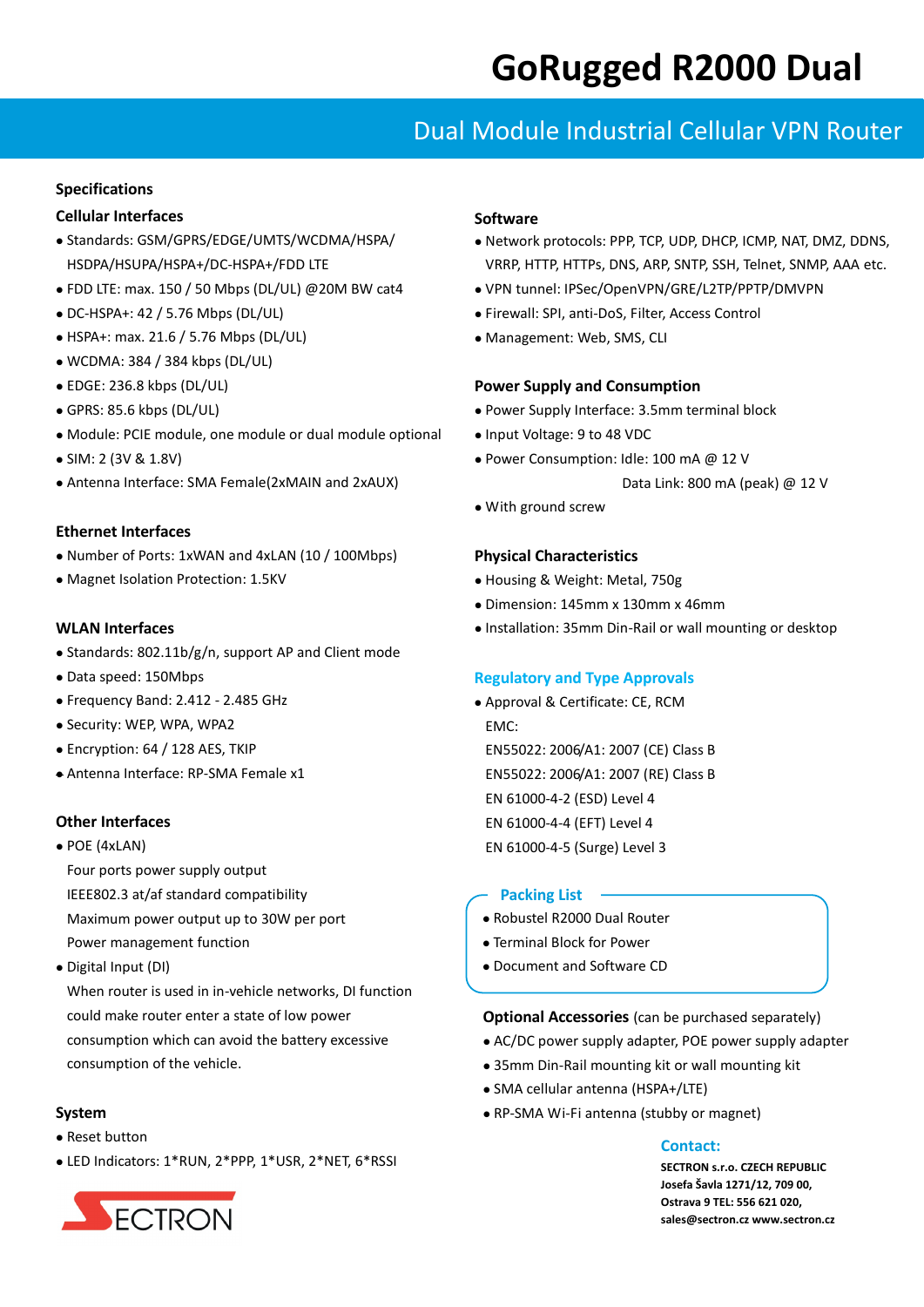# GoRugged R2000 Dual

## Dual Module Industrial Cellular VPN Router

### Specifications

#### Cellular Interfaces

- Standards: GSM/GPRS/EDGE/UMTS/WCDMA/HSPA/ HSDPA/HSUPA/HSPA+/DC-HSPA+/FDD LTE
- FDD LTE: max. 150 / 50 Mbps (DL/UL) @20M BW cat4
- DC-HSPA+: 42 / 5.76 Mbps (DL/UL)
- HSPA+: max. 21.6 / 5.76 Mbps (DL/UL)
- WCDMA: 384 / 384 kbps (DL/UL)
- EDGE: 236.8 kbps (DL/UL)
- GPRS: 85.6 kbps (DL/UL)
- Module: PCIE module, one module or dual module optional
- SIM: 2 (3V & 1.8V)
- Antenna Interface: SMA Female(2xMAIN and 2xAUX)

#### Ethernet Interfaces

- Number of Ports: 1xWAN and 4xLAN (10 / 100Mbps)
- Magnet Isolation Protection: 1.5KV

#### WLAN Interfaces

- Standards: 802.11b/g/n, support AP and Client mode
- Data speed: 150Mbps
- Frequency Band: 2.412 - 2.485 GHz
- Security: WEP, WPA, WPA2
- Encryption: 64 / 128 AES, TKIP
- Antenna Interface: RP-SMA Female x1

#### Other Interfaces

- POE (4xLAN)
  Four ports power supply output
  IEEE802.3 at/af standard compatibility
  Maximum power output up to 30W per port
  Power management function
- Digital Input (DI)
  When router is used in in-vehicle networks, DI function could make router enter a state of low power consumption which can avoid the battery excessive consumption of the vehicle.

#### System

- Reset button
- LED Indicators: 1*RUN, 2*PPP, 1*USR, 2*NET, 6*RSSI

SECTRON

#### Software

- Network protocols: PPP, TCP, UDP, DHCP, ICMP, NAT, DMZ, DDNS, VRRP, HTTP, HTTPs, DNS, ARP, SNTP, SSH, Telnet, SNMP, AAA etc.
- VPN tunnel: IPSec/OpenVPN/GRE/L2TP/PPTP/DMVPN
- Firewall: SPI, anti-DoS, Filter, Access Control
- Management: Web, SMS, CLI

#### Power Supply and Consumption

- Power Supply Interface: 3.5mm terminal block
- Input Voltage: 9 to 48 VDC
- Power Consumption: Idle: 100 mA @ 12 V
  Data Link: 800 mA (peak) @ 12 V
- With ground screw

#### Physical Characteristics

- Housing & Weight: Metal, 750g
- Dimension: 145mm x 130mm x 46mm
- Installation: 35mm Din-Rail or wall mounting or desktop

#### Regulatory and Type Approvals

- Approval & Certificate: CE, RCM
  EMC:
  EN55022: 2006/A1: 2007 (CE) Class B
  EN55022: 2006/A1: 2007 (RE) Class B
  EN 61000-4-2 (ESD) Level 4
  EN 61000-4-4 (EFT) Level 4
  EN 61000-4-5 (Surge) Level 3

#### Packing List

- Robustel R2000 Dual Router
- Terminal Block for Power
- Document and Software CD

#### Optional Accessories (can be purchased separately)

- AC/DC power supply adapter, POE power supply adapter
- 35mm Din-Rail mounting kit or wall mounting kit
- SMA cellular antenna (HSPA+/LTE)
- RP-SMA Wi-Fi antenna (stubby or magnet)

#### Contact:

**SECTRON s.r.o. CZECH REPUBLIC**
**Josefa Šavla 1271/12, 709 00,**
**Ostrava 9 TEL: 556 621 020,**
**sales@sectron.cz www.sectron.cz**